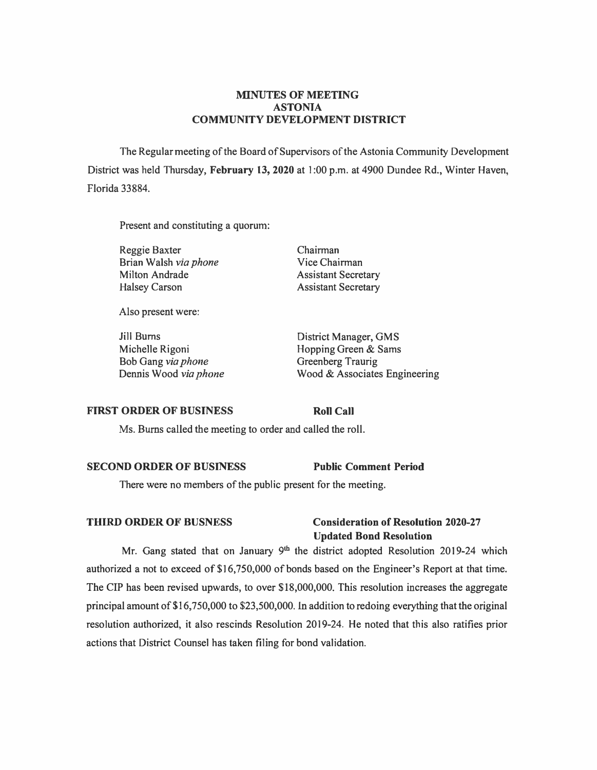**MINUTES OF MEETING**
**ASTONIA**
**COMMUNITY DEVELOPMENT DISTRICT**

The Regular meeting of the Board of Supervisors of the Astonia Community Development District was held Thursday, **February 13, 2020** at 1:00 p.m. at 4900 Dundee Rd., Winter Haven, Florida 33884.

Present and constituting a quorum:

| | |
|---|---|
| Reggie Baxter | Chairman |
| Brian Walsh *via phone* | Vice Chairman |
| Milton Andrade | Assistant Secretary |
| Halsey Carson | Assistant Secretary |

Also present were:

| | |
|---|---|
| Jill Burns | District Manager, GMS |
| Michelle Rigoni | Hopping Green & Sams |
| Bob Gang *via phone* | Greenberg Traurig |
| Dennis Wood *via phone* | Wood & Associates Engineering |

**FIRST ORDER OF BUSINESS** **Roll Call**

Ms. Burns called the meeting to order and called the roll.

**SECOND ORDER OF BUSINESS** **Public Comment Period**

There were no members of the public present for the meeting.

**THIRD ORDER OF BUSNESS** **Consideration of Resolution 2020-27 Updated Bond Resolution**

Mr. Gang stated that on January 9th the district adopted Resolution 2019-24 which authorized a not to exceed of $16,750,000 of bonds based on the Engineer's Report at that time. The CIP has been revised upwards, to over $18,000,000. This resolution increases the aggregate principal amount of $16,750,000 to $23,500,000. In addition to redoing everything that the original resolution authorized, it also rescinds Resolution 2019-24. He noted that this also ratifies prior actions that District Counsel has taken filing for bond validation.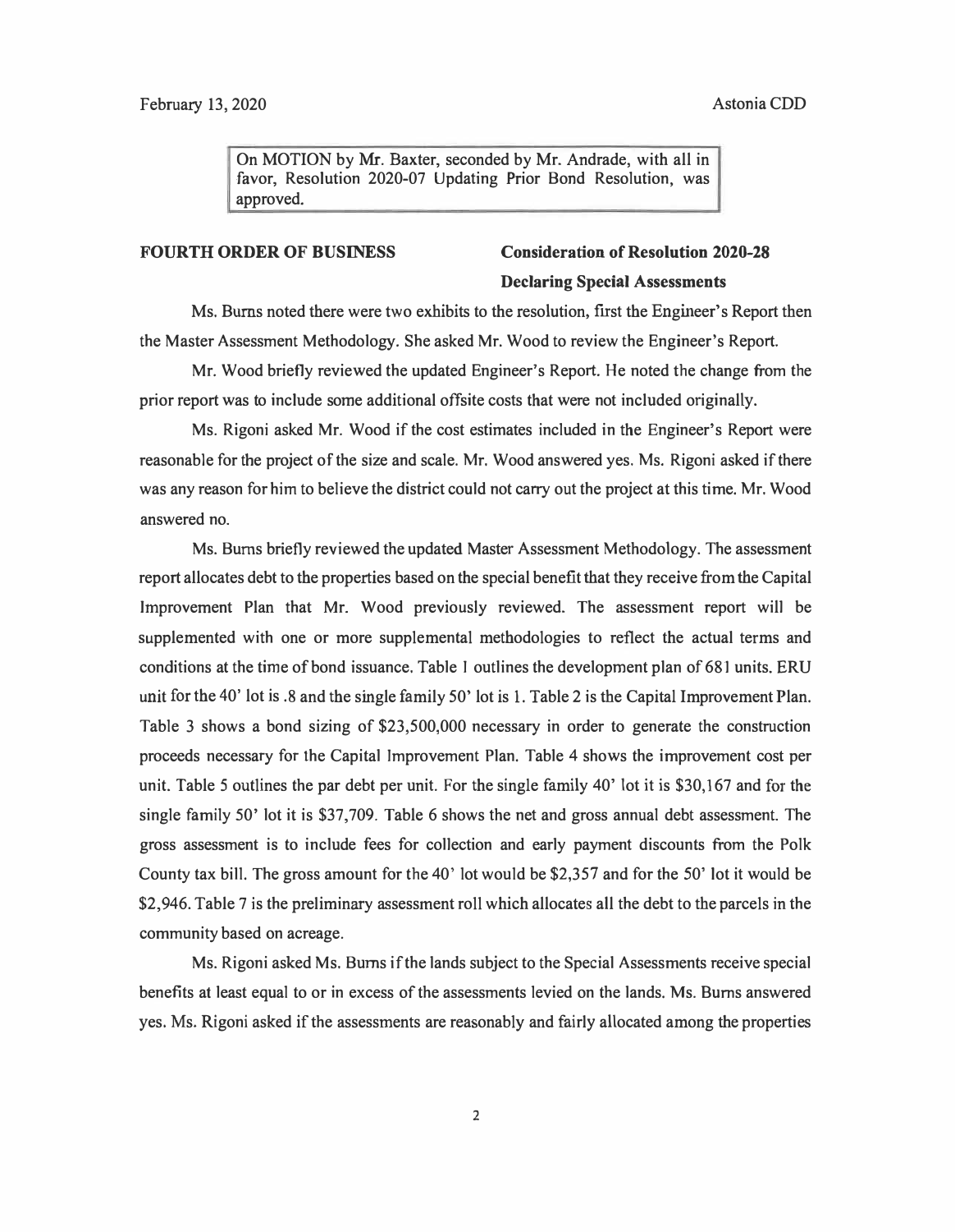On MOTION by Mr. Baxter, seconded by Mr. Andrade, with all in favor, Resolution 2020-07 Updating Prior Bond Resolution, was approved.

**FOURTH ORDER OF BUSINESS** **Consideration of Resolution 2020-28 Declaring Special Assessments**

Ms. Burns noted there were two exhibits to the resolution, first the Engineer's Report then the Master Assessment Methodology. She asked Mr. Wood to review the Engineer's Report.

Mr. Wood briefly reviewed the updated Engineer's Report. He noted the change from the prior report was to include some additional offsite costs that were not included originally.

Ms. Rigoni asked Mr. Wood if the cost estimates included in the Engineer's Report were reasonable for the project of the size and scale. Mr. Wood answered yes. Ms. Rigoni asked if there was any reason for him to believe the district could not carry out the project at this time. Mr. Wood answered no.

Ms. Burns briefly reviewed the updated Master Assessment Methodology. The assessment report allocates debt to the properties based on the special benefit that they receive from the Capital Improvement Plan that Mr. Wood previously reviewed. The assessment report will be supplemented with one or more supplemental methodologies to reflect the actual terms and conditions at the time of bond issuance. Table 1 outlines the development plan of 681 units. ERU unit for the 40' lot is .8 and the single family 50' lot is 1. Table 2 is the Capital Improvement Plan. Table 3 shows a bond sizing of $23,500,000 necessary in order to generate the construction proceeds necessary for the Capital Improvement Plan. Table 4 shows the improvement cost per unit. Table 5 outlines the par debt per unit. For the single family 40' lot it is $30,167 and for the single family 50' lot it is $37,709. Table 6 shows the net and gross annual debt assessment. The gross assessment is to include fees for collection and early payment discounts from the Polk County tax bill. The gross amount for the 40' lot would be $2,357 and for the 50' lot it would be $2,946. Table 7 is the preliminary assessment roll which allocates all the debt to the parcels in the community based on acreage.

Ms. Rigoni asked Ms. Burns if the lands subject to the Special Assessments receive special benefits at least equal to or in excess of the assessments levied on the lands. Ms. Burns answered yes. Ms. Rigoni asked if the assessments are reasonably and fairly allocated among the properties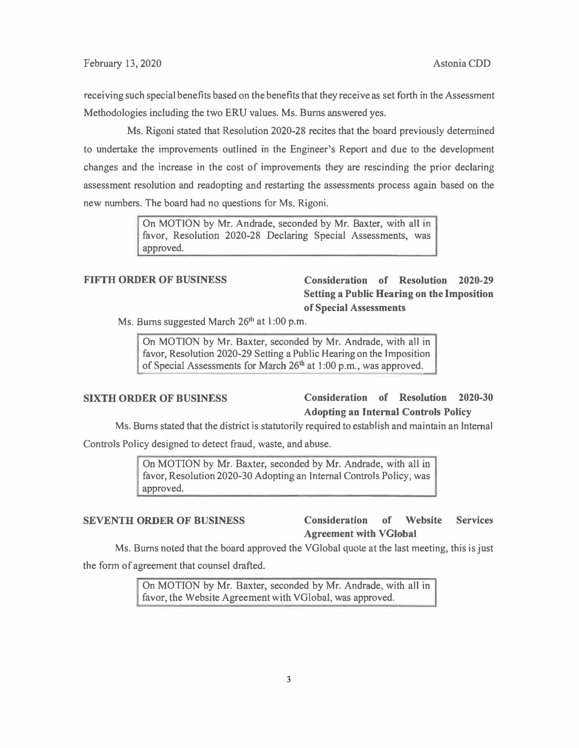receiving such special benefits based on the benefits that they receive as set forth in the Assessment Methodologies including the two ERU values. Ms. Burns answered yes.

Ms. Rigoni stated that Resolution 2020-28 recites that the board previously determined to undertake the improvements outlined in the Engineer's Report and due to the development changes and the increase in the cost of improvements they are rescinding the prior declaring assessment resolution and readopting and restarting the assessments process again based on the new numbers. The board had no questions for Ms. Rigoni.

> On MOTION by Mr. Andrade, seconded by Mr. Baxter, with all in favor, Resolution 2020-28 Declaring Special Assessments, was approved.

**FIFTH ORDER OF BUSINESS** — **Consideration of Resolution 2020-29 Setting a Public Hearing on the Imposition of Special Assessments**

Ms. Burns suggested March 26th at 1:00 p.m.

> On MOTION by Mr. Baxter, seconded by Mr. Andrade, with all in favor, Resolution 2020-29 Setting a Public Hearing on the Imposition of Special Assessments for March 26th at 1:00 p.m., was approved.

**SIXTH ORDER OF BUSINESS** — **Consideration of Resolution 2020-30 Adopting an Internal Controls Policy**

Ms. Burns stated that the district is statutorily required to establish and maintain an Internal Controls Policy designed to detect fraud, waste, and abuse.

> On MOTION by Mr. Baxter, seconded by Mr. Andrade, with all in favor, Resolution 2020-30 Adopting an Internal Controls Policy, was approved.

**SEVENTH ORDER OF BUSINESS** — **Consideration of Website Services Agreement with VGlobal**

Ms. Burns noted that the board approved the VGlobal quote at the last meeting, this is just the form of agreement that counsel drafted.

> On MOTION by Mr. Baxter, seconded by Mr. Andrade, with all in favor, the Website Agreement with VGlobal, was approved.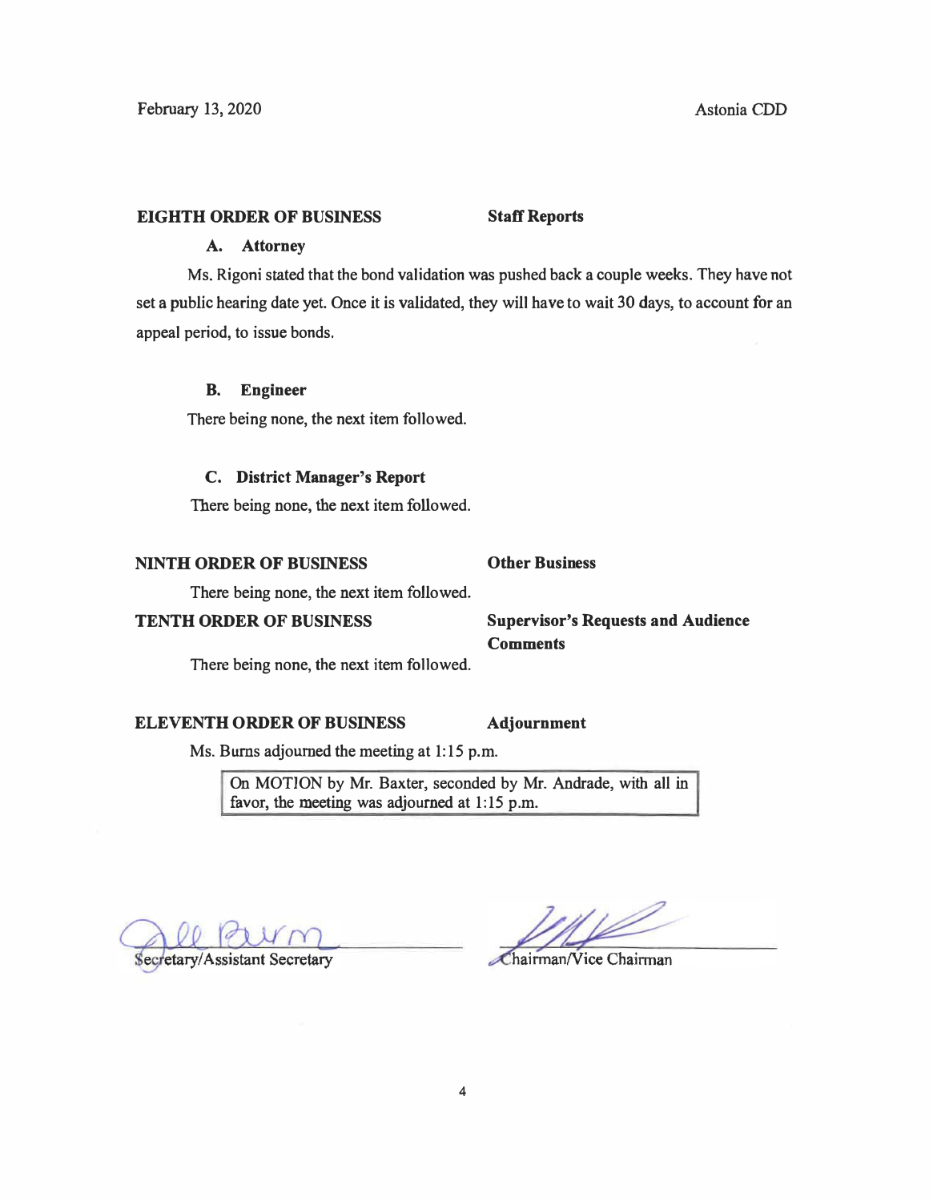**EIGHTH ORDER OF BUSINESS** **Staff Reports**

**A. Attorney**

Ms. Rigoni stated that the bond validation was pushed back a couple weeks. They have not set a public hearing date yet. Once it is validated, they will have to wait 30 days, to account for an appeal period, to issue bonds.

**B. Engineer**

There being none, the next item followed.

**C. District Manager's Report**

There being none, the next item followed.

**NINTH ORDER OF BUSINESS** **Other Business**

There being none, the next item followed.

**TENTH ORDER OF BUSINESS** **Supervisor's Requests and Audience Comments**

There being none, the next item followed.

**ELEVENTH ORDER OF BUSINESS** **Adjournment**

Ms. Burns adjourned the meeting at 1:15 p.m.

> On MOTION by Mr. Baxter, seconded by Mr. Andrade, with all in favor, the meeting was adjourned at 1:15 p.m.

Secretary/Assistant Secretary

Chairman/Vice Chairman